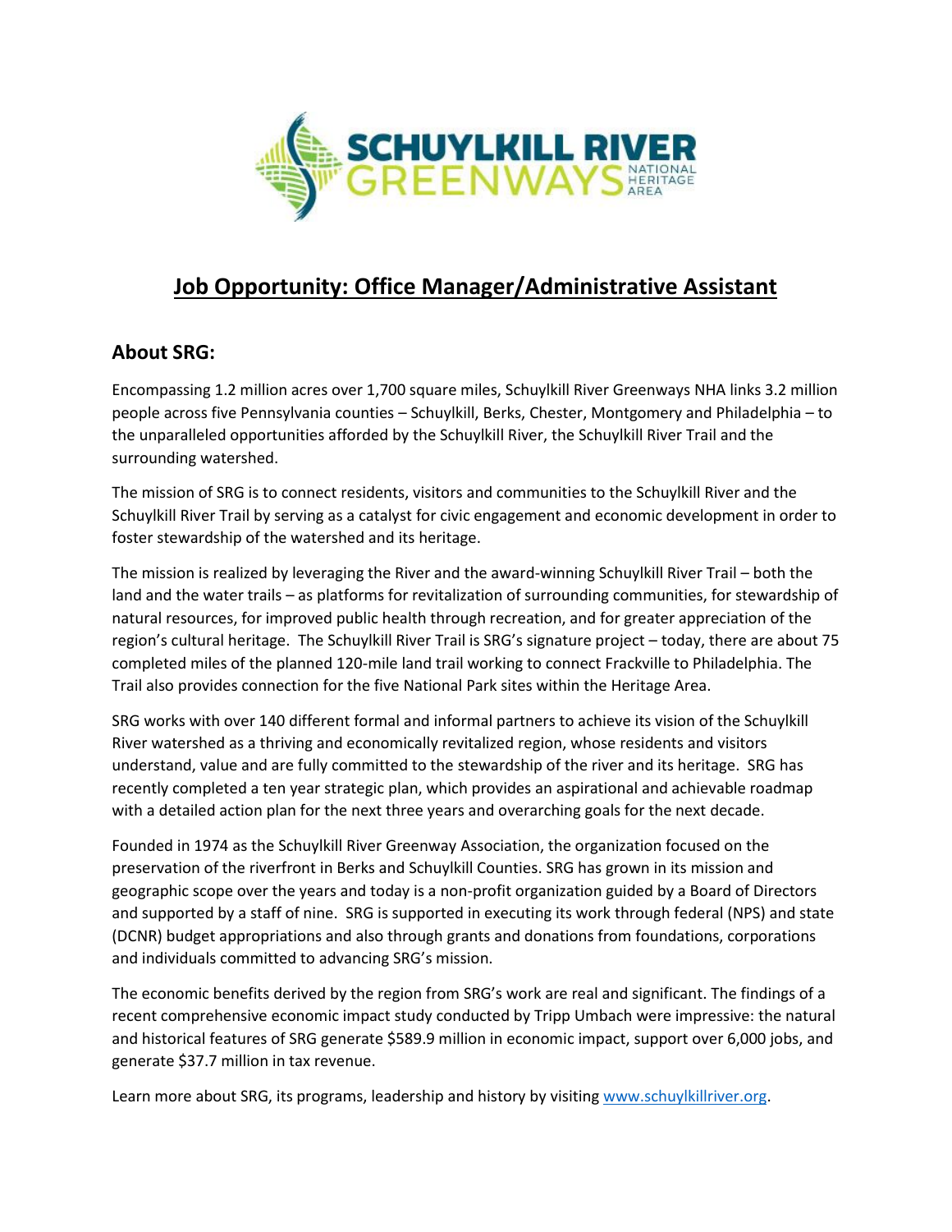# Job Opportunity: Office Manager/Administrative Assistant

## About SRG:

Encompassing 1.2 million acres over 1,700 square miles, Schuylkill River Greenways NHA links 3.2 million people across five Pennsylvania counties – Schuylkill, Berks, Chester, Montgomery and Philadelphia – to the unparalleled opportunities afforded by the Schuylkill River, the Schuylkill River Trail and the surrounding watershed.

The mission of SRG is to connect residents, visitors and communities to the Schuylkill River and the Schuylkill River Trail by serving as a catalyst for civic engagement and economic development in order to foster stewardship of the watershed and its heritage.

The mission is realized by leveraging the River and the award-winning Schuylkill River Trail – both the land and the water trails – as platforms for revitalization of surrounding communities, for stewardship of natural resources, for improved public health through recreation, and for greater appreciation of the region's cultural heritage. The Schuylkill River Trail is SRG's signature project – today, there are about 75 completed miles of the planned 120-mile land trail working to connect Frackville to Philadelphia. The Trail also provides connection for the five National Park sites within the Heritage Area.

SRG works with over 140 different formal and informal partners to achieve its vision of the Schuylkill River watershed as a thriving and economically revitalized region, whose residents and visitors understand, value and are fully committed to the stewardship of the river and its heritage. SRG has recently completed a ten year strategic plan, which provides an aspirational and achievable roadmap with a detailed action plan for the next three years and overarching goals for the next decade.

Founded in 1974 as the Schuylkill River Greenway Association, the organization focused on the preservation of the riverfront in Berks and Schuylkill Counties. SRG has grown in its mission and geographic scope over the years and today is a non-profit organization guided by a Board of Directors and supported by a staff of nine. SRG is supported in executing its work through federal (NPS) and state (DCNR) budget appropriations and also through grants and donations from foundations, corporations and individuals committed to advancing SRG's mission.

The economic benefits derived by the region from SRG's work are real and significant. The findings of a recent comprehensive economic impact study conducted by Tripp Umbach were impressive: the natural and historical features of SRG generate $589.9 million in economic impact, support over 6,000 jobs, and generate $37.7 million in tax revenue.

Learn more about SRG, its programs, leadership and history by visiting [www.schuylkillriver.org](http://www.schuylkillriver.org).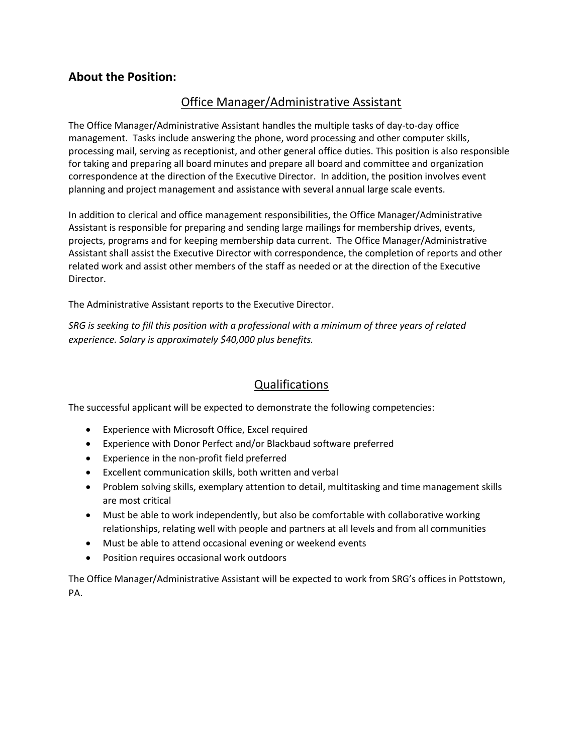## About the Position:

### Office Manager/Administrative Assistant

The Office Manager/Administrative Assistant handles the multiple tasks of day-to-day office management. Tasks include answering the phone, word processing and other computer skills, processing mail, serving as receptionist, and other general office duties. This position is also responsible for taking and preparing all board minutes and prepare all board and committee and organization correspondence at the direction of the Executive Director. In addition, the position involves event planning and project management and assistance with several annual large scale events.

In addition to clerical and office management responsibilities, the Office Manager/Administrative Assistant is responsible for preparing and sending large mailings for membership drives, events, projects, programs and for keeping membership data current. The Office Manager/Administrative Assistant shall assist the Executive Director with correspondence, the completion of reports and other related work and assist other members of the staff as needed or at the direction of the Executive Director.

The Administrative Assistant reports to the Executive Director.

*SRG is seeking to fill this position with a professional with a minimum of three years of related experience. Salary is approximately $40,000 plus benefits.*

### Qualifications

The successful applicant will be expected to demonstrate the following competencies:

- Experience with Microsoft Office, Excel required
- Experience with Donor Perfect and/or Blackbaud software preferred
- Experience in the non-profit field preferred
- Excellent communication skills, both written and verbal
- Problem solving skills, exemplary attention to detail, multitasking and time management skills are most critical
- Must be able to work independently, but also be comfortable with collaborative working relationships, relating well with people and partners at all levels and from all communities
- Must be able to attend occasional evening or weekend events
- Position requires occasional work outdoors

The Office Manager/Administrative Assistant will be expected to work from SRG's offices in Pottstown, PA.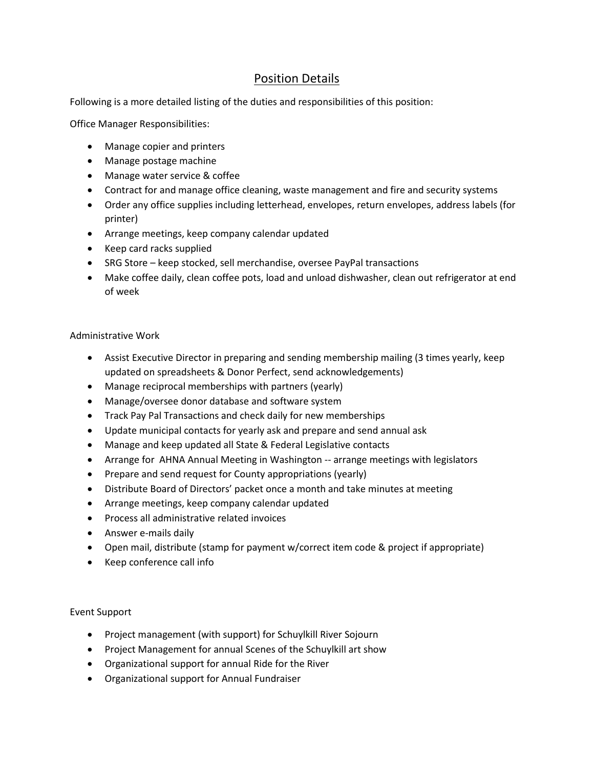# Position Details

Following is a more detailed listing of the duties and responsibilities of this position:

Office Manager Responsibilities:

- Manage copier and printers
- Manage postage machine
- Manage water service & coffee
- Contract for and manage office cleaning, waste management and fire and security systems
- Order any office supplies including letterhead, envelopes, return envelopes, address labels (for printer)
- Arrange meetings, keep company calendar updated
- Keep card racks supplied
- SRG Store – keep stocked, sell merchandise, oversee PayPal transactions
- Make coffee daily, clean coffee pots, load and unload dishwasher, clean out refrigerator at end of week

Administrative Work

- Assist Executive Director in preparing and sending membership mailing (3 times yearly, keep updated on spreadsheets & Donor Perfect, send acknowledgements)
- Manage reciprocal memberships with partners (yearly)
- Manage/oversee donor database and software system
- Track Pay Pal Transactions and check daily for new memberships
- Update municipal contacts for yearly ask and prepare and send annual ask
- Manage and keep updated all State & Federal Legislative contacts
- Arrange for AHNA Annual Meeting in Washington -- arrange meetings with legislators
- Prepare and send request for County appropriations (yearly)
- Distribute Board of Directors' packet once a month and take minutes at meeting
- Arrange meetings, keep company calendar updated
- Process all administrative related invoices
- Answer e-mails daily
- Open mail, distribute (stamp for payment w/correct item code & project if appropriate)
- Keep conference call info

Event Support

- Project management (with support) for Schuylkill River Sojourn
- Project Management for annual Scenes of the Schuylkill art show
- Organizational support for annual Ride for the River
- Organizational support for Annual Fundraiser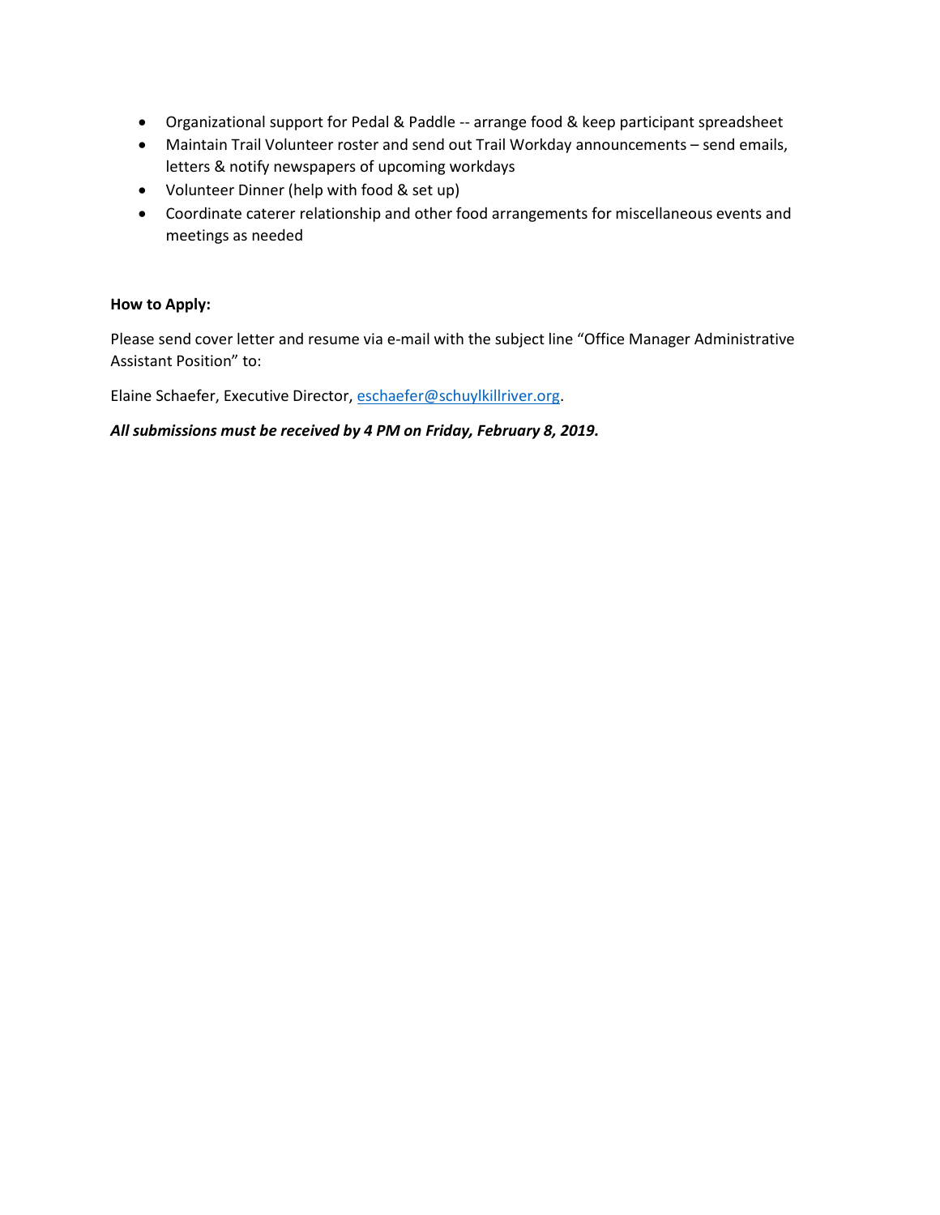- Organizational support for Pedal & Paddle -- arrange food & keep participant spreadsheet
- Maintain Trail Volunteer roster and send out Trail Workday announcements – send emails, letters & notify newspapers of upcoming workdays
- Volunteer Dinner (help with food & set up)
- Coordinate caterer relationship and other food arrangements for miscellaneous events and meetings as needed

**How to Apply:**

Please send cover letter and resume via e-mail with the subject line "Office Manager Administrative Assistant Position" to:

Elaine Schaefer, Executive Director, eschaefer@schuylkillriver.org.

***All submissions must be received by 4 PM on Friday, February 8, 2019.***